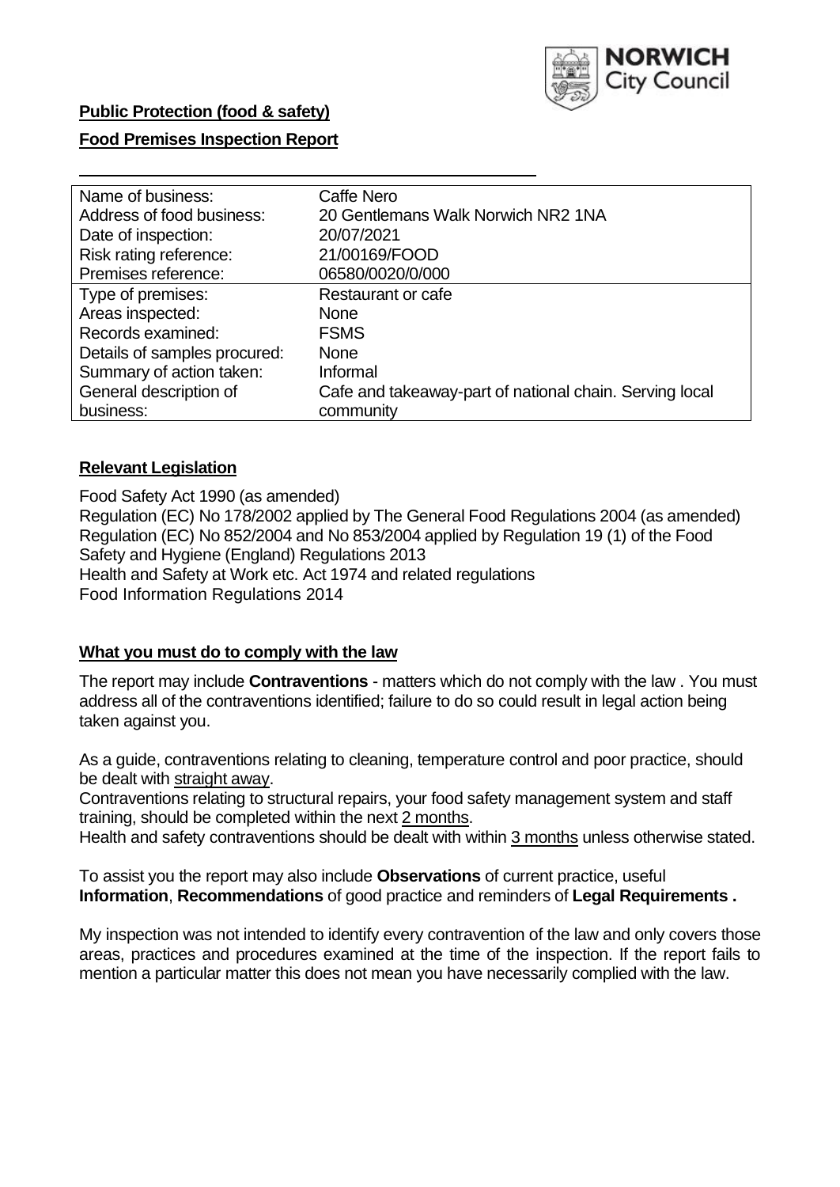**Public Protection (food & safety)**

**Food Premises Inspection Report**

| Name of business: | Caffe Nero |
|---|---|
| Address of food business: | 20 Gentlemans Walk Norwich NR2 1NA |
| Date of inspection: | 20/07/2021 |
| Risk rating reference: | 21/00169/FOOD |
| Premises reference: | 06580/0020/0/000 |
| Type of premises: | Restaurant or cafe |
| Areas inspected: | None |
| Records examined: | FSMS |
| Details of samples procured: | None |
| Summary of action taken: | Informal |
| General description of business: | Cafe and takeaway-part of national chain. Serving local community |

## Relevant Legislation

Food Safety Act 1990 (as amended)
Regulation (EC) No 178/2002 applied by The General Food Regulations 2004 (as amended)
Regulation (EC) No 852/2004 and No 853/2004 applied by Regulation 19 (1) of the Food Safety and Hygiene (England) Regulations 2013
Health and Safety at Work etc. Act 1974 and related regulations
Food Information Regulations 2014

## What you must do to comply with the law

The report may include **Contraventions** - matters which do not comply with the law . You must address all of the contraventions identified; failure to do so could result in legal action being taken against you.

As a guide, contraventions relating to cleaning, temperature control and poor practice, should be dealt with straight away.

Contraventions relating to structural repairs, your food safety management system and staff training, should be completed within the next 2 months.

Health and safety contraventions should be dealt with within 3 months unless otherwise stated.

To assist you the report may also include **Observations** of current practice, useful **Information**, **Recommendations** of good practice and reminders of **Legal Requirements .**

My inspection was not intended to identify every contravention of the law and only covers those areas, practices and procedures examined at the time of the inspection. If the report fails to mention a particular matter this does not mean you have necessarily complied with the law.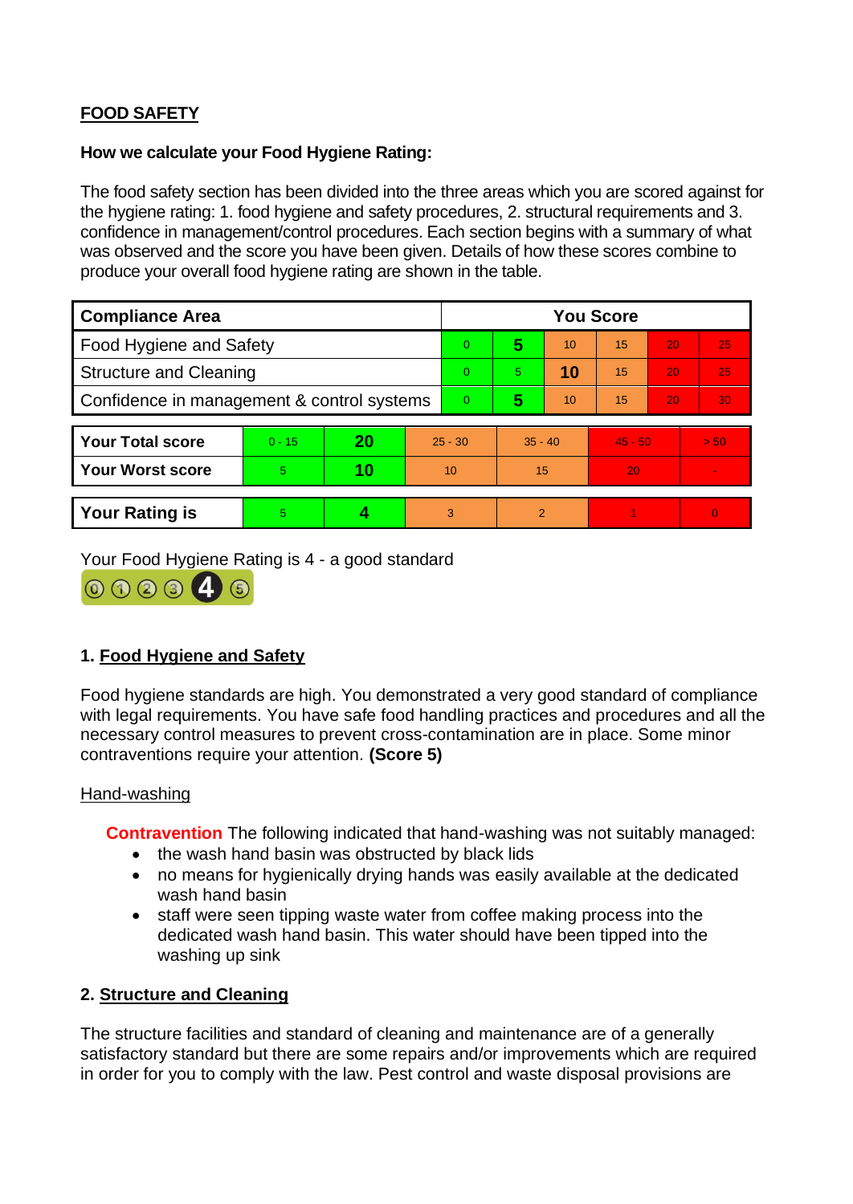## FOOD SAFETY

**How we calculate your Food Hygiene Rating:**

The food safety section has been divided into the three areas which you are scored against for the hygiene rating: 1. food hygiene and safety procedures, 2. structural requirements and 3. confidence in management/control procedures. Each section begins with a summary of what was observed and the score you have been given. Details of how these scores combine to produce your overall food hygiene rating are shown in the table.

| Compliance Area | You Score | | | | | |
|---|---|---|---|---|---|---|
| Food Hygiene and Safety | 0 | **5** | 10 | 15 | 20 | 25 |
| Structure and Cleaning | 0 | 5 | **10** | 15 | 20 | 25 |
| Confidence in management & control systems | 0 | **5** | 10 | 15 | 20 | 30 |

| | | | | | | |
|---|---|---|---|---|---|---|
| **Your Total score** | 0 - 15 | **20** | 25 - 30 | 35 - 40 | 45 - 50 | > 50 |
| **Your Worst score** | 5 | **10** | 10 | 15 | 20 | - |

| | | | | | | |
|---|---|---|---|---|---|---|
| **Your Rating is** | 5 | **4** | 3 | 2 | 1 | 0 |

Your Food Hygiene Rating is 4 - a good standard

### 1. Food Hygiene and Safety

Food hygiene standards are high. You demonstrated a very good standard of compliance with legal requirements. You have safe food handling practices and procedures and all the necessary control measures to prevent cross-contamination are in place. Some minor contraventions require your attention. **(Score 5)**

Hand-washing

**Contravention** The following indicated that hand-washing was not suitably managed:

- the wash hand basin was obstructed by black lids
- no means for hygienically drying hands was easily available at the dedicated wash hand basin
- staff were seen tipping waste water from coffee making process into the dedicated wash hand basin. This water should have been tipped into the washing up sink

### 2. Structure and Cleaning

The structure facilities and standard of cleaning and maintenance are of a generally satisfactory standard but there are some repairs and/or improvements which are required in order for you to comply with the law. Pest control and waste disposal provisions are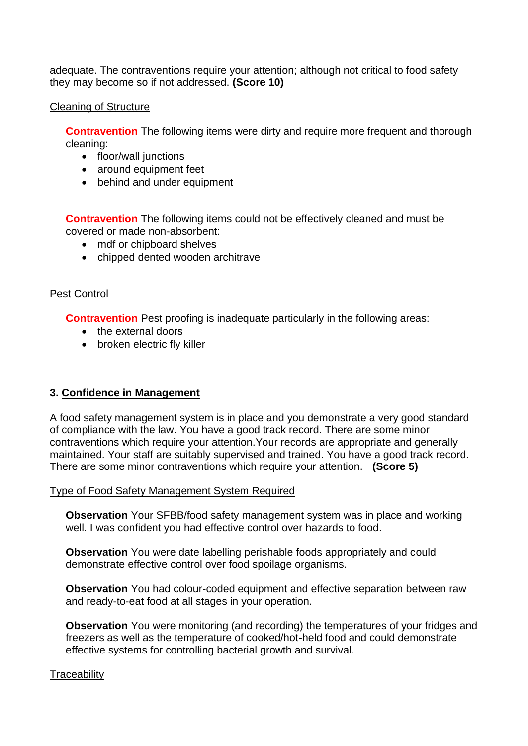adequate. The contraventions require your attention; although not critical to food safety they may become so if not addressed. **(Score 10)**

Cleaning of Structure

**Contravention** The following items were dirty and require more frequent and thorough cleaning:

- floor/wall junctions
- around equipment feet
- behind and under equipment

**Contravention** The following items could not be effectively cleaned and must be covered or made non-absorbent:

- mdf or chipboard shelves
- chipped dented wooden architrave

Pest Control

**Contravention** Pest proofing is inadequate particularly in the following areas:

- the external doors
- broken electric fly killer

### 3. Confidence in Management

A food safety management system is in place and you demonstrate a very good standard of compliance with the law. You have a good track record. There are some minor contraventions which require your attention.Your records are appropriate and generally maintained. Your staff are suitably supervised and trained. You have a good track record. There are some minor contraventions which require your attention. **(Score 5)**

Type of Food Safety Management System Required

**Observation** Your SFBB/food safety management system was in place and working well. I was confident you had effective control over hazards to food.

**Observation** You were date labelling perishable foods appropriately and could demonstrate effective control over food spoilage organisms.

**Observation** You had colour-coded equipment and effective separation between raw and ready-to-eat food at all stages in your operation.

**Observation** You were monitoring (and recording) the temperatures of your fridges and freezers as well as the temperature of cooked/hot-held food and could demonstrate effective systems for controlling bacterial growth and survival.

Traceability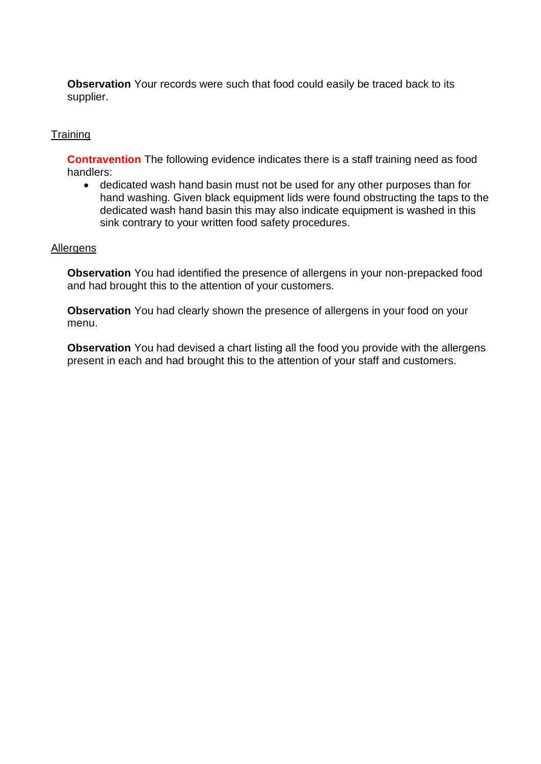**Observation** Your records were such that food could easily be traced back to its supplier.

## Training

**Contravention** The following evidence indicates there is a staff training need as food handlers:

- dedicated wash hand basin must not be used for any other purposes than for hand washing. Given black equipment lids were found obstructing the taps to the dedicated wash hand basin this may also indicate equipment is washed in this sink contrary to your written food safety procedures.

## Allergens

**Observation** You had identified the presence of allergens in your non-prepacked food and had brought this to the attention of your customers.

**Observation** You had clearly shown the presence of allergens in your food on your menu.

**Observation** You had devised a chart listing all the food you provide with the allergens present in each and had brought this to the attention of your staff and customers.